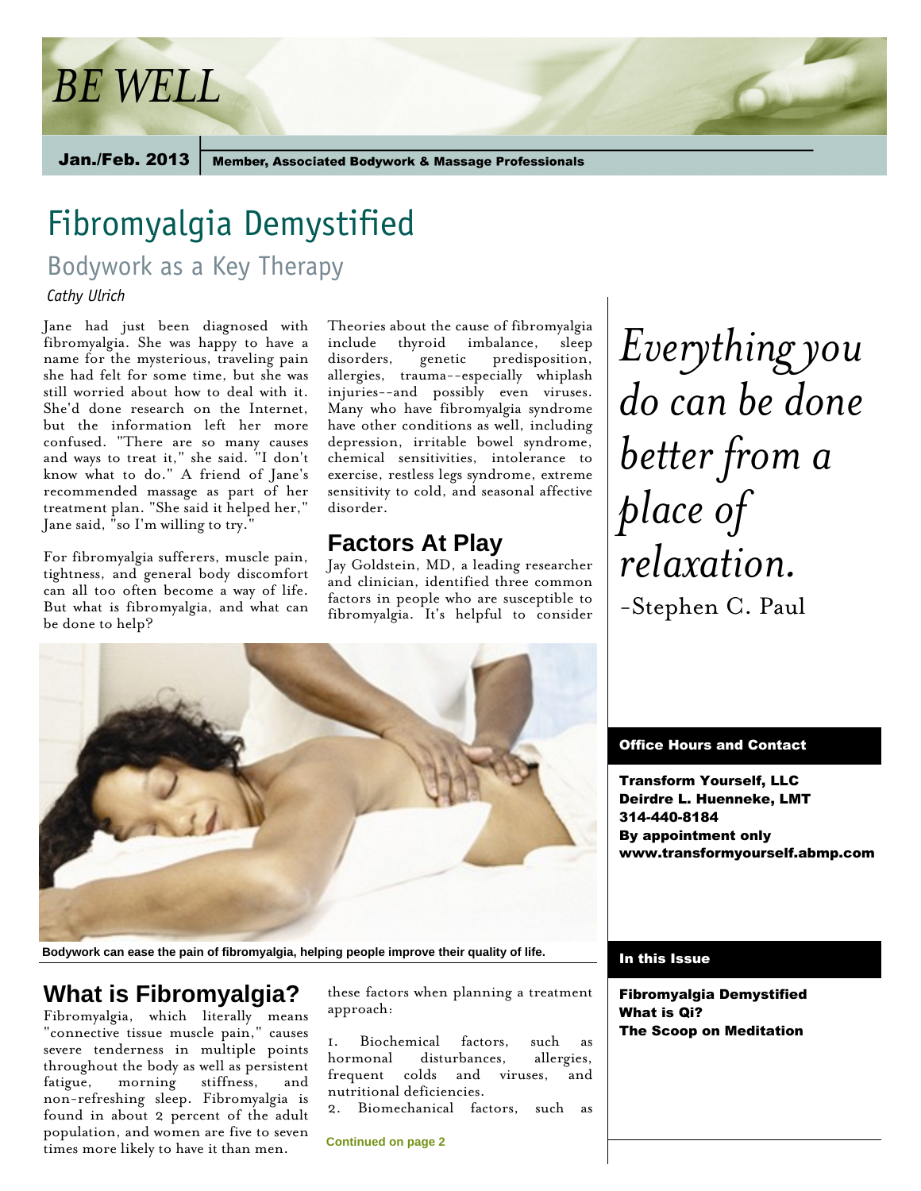# BE WELL

**Jan./Feb. 2013** | **Member, Associated Bodywork & Massage Professionals**

# Fibromyalgia Demystified

## Bodywork as a Key Therapy

*Cathy Ulrich*

Jane had just been diagnosed with fibromyalgia. She was happy to have a name for the mysterious, traveling pain she had felt for some time, but she was still worried about how to deal with it. She'd done research on the Internet, but the information left her more confused. "There are so many causes and ways to treat it," she said. "I don't know what to do." A friend of Jane's recommended massage as part of her treatment plan. "She said it helped her," Jane said, "so I'm willing to try."

For fibromyalgia sufferers, muscle pain, tightness, and general body discomfort can all too often become a way of life. But what is fibromyalgia, and what can be done to help?

Bodywork can ease the pain of fibromyalgia, helping people improve their quality of life.

## What is Fibromyalgia?

Fibromyalgia, which literally means "connective tissue muscle pain," causes severe tenderness in multiple points throughout the body as well as persistent fatigue, morning stiffness, and non-refreshing sleep. Fibromyalgia is found in about 2 percent of the adult population, and women are five to seven times more likely to have it than men.

Theories about the cause of fibromyalgia include thyroid imbalance, sleep disorders, genetic predisposition, allergies, trauma--especially whiplash injuries--and possibly even viruses. Many who have fibromyalgia syndrome have other conditions as well, including depression, irritable bowel syndrome, chemical sensitivities, intolerance to exercise, restless legs syndrome, extreme sensitivity to cold, and seasonal affective disorder.

## Factors At Play

Jay Goldstein, MD, a leading researcher and clinician, identified three common factors in people who are susceptible to fibromyalgia. It's helpful to consider these factors when planning a treatment approach:

1. Biochemical factors, such as hormonal disturbances, allergies, frequent colds and viruses, and nutritional deficiencies.
2. Biomechanical factors, such as

**Continued on page 2**

*Everything you do can be done better from a place of relaxation.*
-Stephen C. Paul

### Office Hours and Contact

**Transform Yourself, LLC**
**Deirdre L. Huenneke, LMT**
**314-440-8184**
**By appointment only**
**www.transformyourself.abmp.com**

### In this Issue

**Fibromyalgia Demystified**
**What is Qi?**
**The Scoop on Meditation**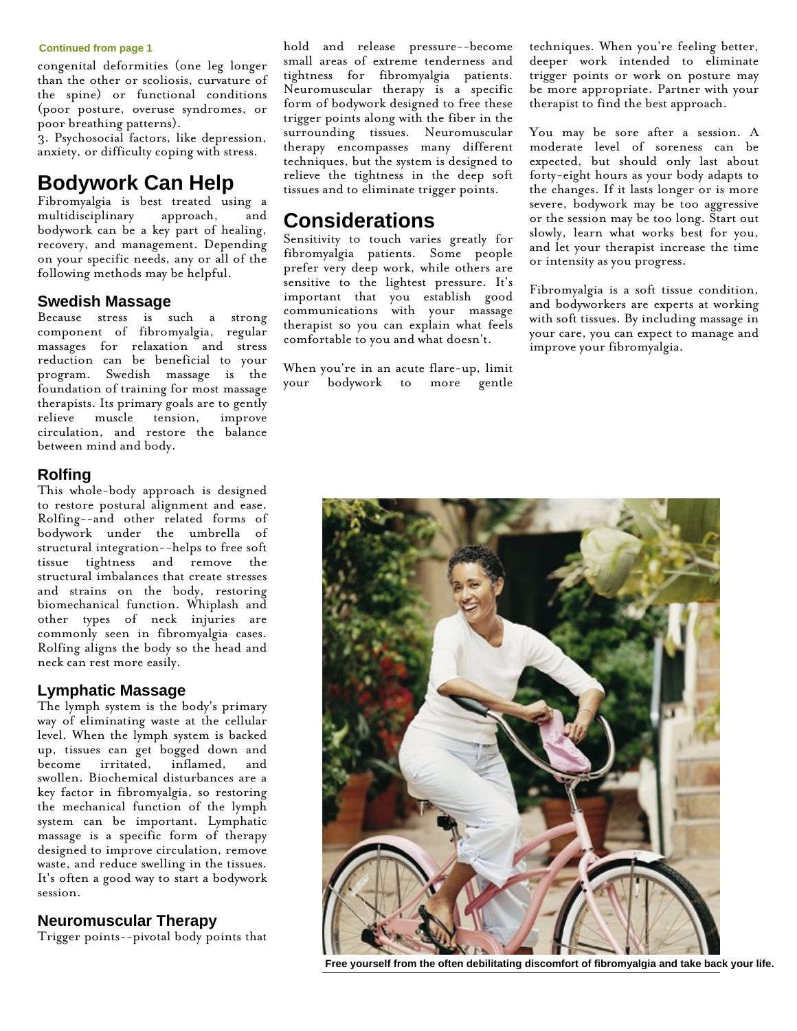Continued from page 1

congenital deformities (one leg longer than the other or scoliosis, curvature of the spine) or functional conditions (poor posture, overuse syndromes, or poor breathing patterns).

3. Psychosocial factors, like depression, anxiety, or difficulty coping with stress.

## Bodywork Can Help

Fibromyalgia is best treated using a multidisciplinary approach, and bodywork can be a key part of healing, recovery, and management. Depending on your specific needs, any or all of the following methods may be helpful.

### Swedish Massage

Because stress is such a strong component of fibromyalgia, regular massages for relaxation and stress reduction can be beneficial to your program. Swedish massage is the foundation of training for most massage therapists. Its primary goals are to gently relieve muscle tension, improve circulation, and restore the balance between mind and body.

### Rolfing

This whole-body approach is designed to restore postural alignment and ease. Rolfing--and other related forms of bodywork under the umbrella of structural integration--helps to free soft tissue tightness and remove the structural imbalances that create stresses and strains on the body, restoring biomechanical function. Whiplash and other types of neck injuries are commonly seen in fibromyalgia cases. Rolfing aligns the body so the head and neck can rest more easily.

### Lymphatic Massage

The lymph system is the body's primary way of eliminating waste at the cellular level. When the lymph system is backed up, tissues can get bogged down and become irritated, inflamed, and swollen. Biochemical disturbances are a key factor in fibromyalgia, so restoring the mechanical function of the lymph system can be important. Lymphatic massage is a specific form of therapy designed to improve circulation, remove waste, and reduce swelling in the tissues. It's often a good way to start a bodywork session.

### Neuromuscular Therapy

Trigger points--pivotal body points that hold and release pressure--become small areas of extreme tenderness and tightness for fibromyalgia patients. Neuromuscular therapy is a specific form of bodywork designed to free these trigger points along with the fiber in the surrounding tissues. Neuromuscular therapy encompasses many different techniques, but the system is designed to relieve the tightness in the deep soft tissues and to eliminate trigger points.

## Considerations

Sensitivity to touch varies greatly for fibromyalgia patients. Some people prefer very deep work, while others are sensitive to the lightest pressure. It's important that you establish good communications with your massage therapist so you can explain what feels comfortable to you and what doesn't.

When you're in an acute flare-up, limit your bodywork to more gentle techniques. When you're feeling better, deeper work intended to eliminate trigger points or work on posture may be more appropriate. Partner with your therapist to find the best approach.

You may be sore after a session. A moderate level of soreness can be expected, but should only last about forty-eight hours as your body adapts to the changes. If it lasts longer or is more severe, bodywork may be too aggressive or the session may be too long. Start out slowly, learn what works best for you, and let your therapist increase the time or intensity as you progress.

Fibromyalgia is a soft tissue condition, and bodyworkers are experts at working with soft tissues. By including massage in your care, you can expect to manage and improve your fibromyalgia.

**Free yourself from the often debilitating discomfort of fibromyalgia and take back your life.**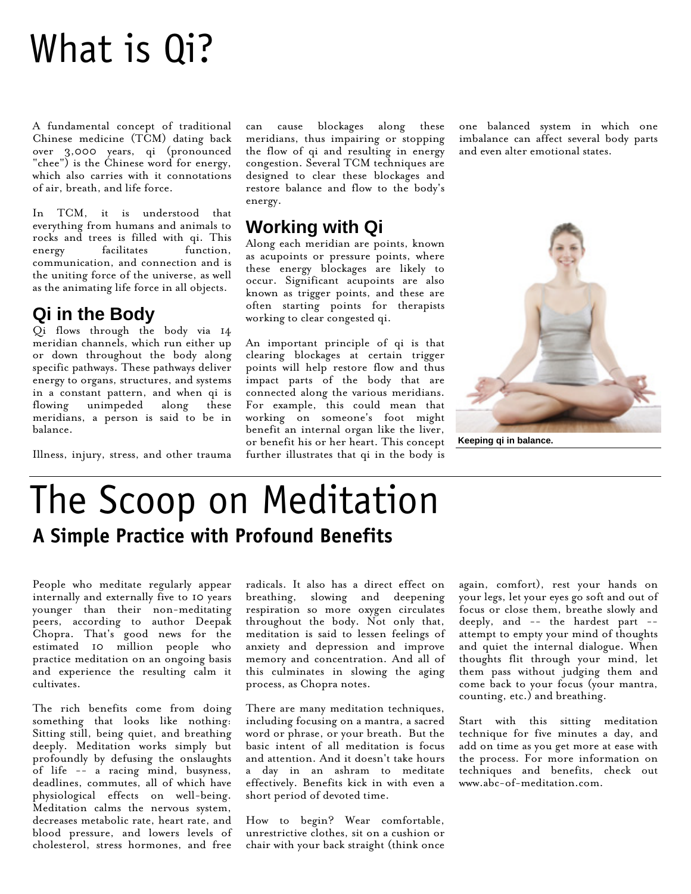# What is Qi?

A fundamental concept of traditional Chinese medicine (TCM) dating back over 3,000 years, qi (pronounced "chee") is the Chinese word for energy, which also carries with it connotations of air, breath, and life force.

In TCM, it is understood that everything from humans and animals to rocks and trees is filled with qi. This energy facilitates function, communication, and connection and is the uniting force of the universe, as well as the animating life force in all objects.

## Qi in the Body

Qi flows through the body via 14 meridian channels, which run either up or down throughout the body along specific pathways. These pathways deliver energy to organs, structures, and systems in a constant pattern, and when qi is flowing unimpeded along these meridians, a person is said to be in balance.

Illness, injury, stress, and other trauma can cause blockages along these meridians, thus impairing or stopping the flow of qi and resulting in energy congestion. Several TCM techniques are designed to clear these blockages and restore balance and flow to the body's energy.

## Working with Qi

Along each meridian are points, known as acupoints or pressure points, where these energy blockages are likely to occur. Significant acupoints are also known as trigger points, and these are often starting points for therapists working to clear congested qi.

An important principle of qi is that clearing blockages at certain trigger points will help restore flow and thus impact parts of the body that are connected along the various meridians. For example, this could mean that working on someone's foot might benefit an internal organ like the liver, or benefit his or her heart. This concept further illustrates that qi in the body is one balanced system in which one imbalance can affect several body parts and even alter emotional states.

**Keeping qi in balance.**

# The Scoop on Meditation

## A Simple Practice with Profound Benefits

People who meditate regularly appear internally and externally five to 10 years younger than their non-meditating peers, according to author Deepak Chopra. That's good news for the estimated 10 million people who practice meditation on an ongoing basis and experience the resulting calm it cultivates.

The rich benefits come from doing something that looks like nothing: Sitting still, being quiet, and breathing deeply. Meditation works simply but profoundly by defusing the onslaughts of life -- a racing mind, busyness, deadlines, commutes, all of which have physiological effects on well-being. Meditation calms the nervous system, decreases metabolic rate, heart rate, and blood pressure, and lowers levels of cholesterol, stress hormones, and free radicals. It also has a direct effect on breathing, slowing and deepening respiration so more oxygen circulates throughout the body. Not only that, meditation is said to lessen feelings of anxiety and depression and improve memory and concentration. And all of this culminates in slowing the aging process, as Chopra notes.

There are many meditation techniques, including focusing on a mantra, a sacred word or phrase, or your breath. But the basic intent of all meditation is focus and attention. And it doesn't take hours a day in an ashram to meditate effectively. Benefits kick in with even a short period of devoted time.

How to begin? Wear comfortable, unrestrictive clothes, sit on a cushion or chair with your back straight (think once again, comfort), rest your hands on your legs, let your eyes go soft and out of focus or close them, breathe slowly and deeply, and -- the hardest part -- attempt to empty your mind of thoughts and quiet the internal dialogue. When thoughts flit through your mind, let them pass without judging them and come back to your focus (your mantra, counting, etc.) and breathing.

Start with this sitting meditation technique for five minutes a day, and add on time as you get more at ease with the process. For more information on techniques and benefits, check out www.abc-of-meditation.com.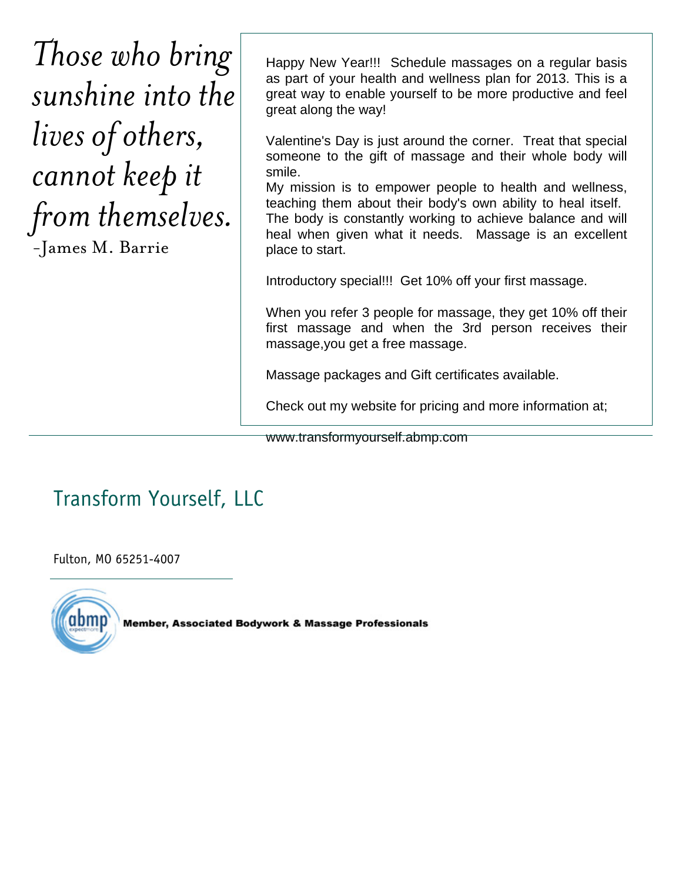*Those who bring sunshine into the lives of others, cannot keep it from themselves.*
-James M. Barrie

Happy New Year!!! Schedule massages on a regular basis as part of your health and wellness plan for 2013. This is a great way to enable yourself to be more productive and feel great along the way!

Valentine's Day is just around the corner. Treat that special someone to the gift of massage and their whole body will smile.
My mission is to empower people to health and wellness, teaching them about their body's own ability to heal itself. The body is constantly working to achieve balance and will heal when given what it needs. Massage is an excellent place to start.

Introductory special!!! Get 10% off your first massage.

When you refer 3 people for massage, they get 10% off their first massage and when the 3rd person receives their massage,you get a free massage.

Massage packages and Gift certificates available.

Check out my website for pricing and more information at;

www.transformyourself.abmp.com

## Transform Yourself, LLC

Fulton, MO 65251-4007

**Member, Associated Bodywork & Massage Professionals**